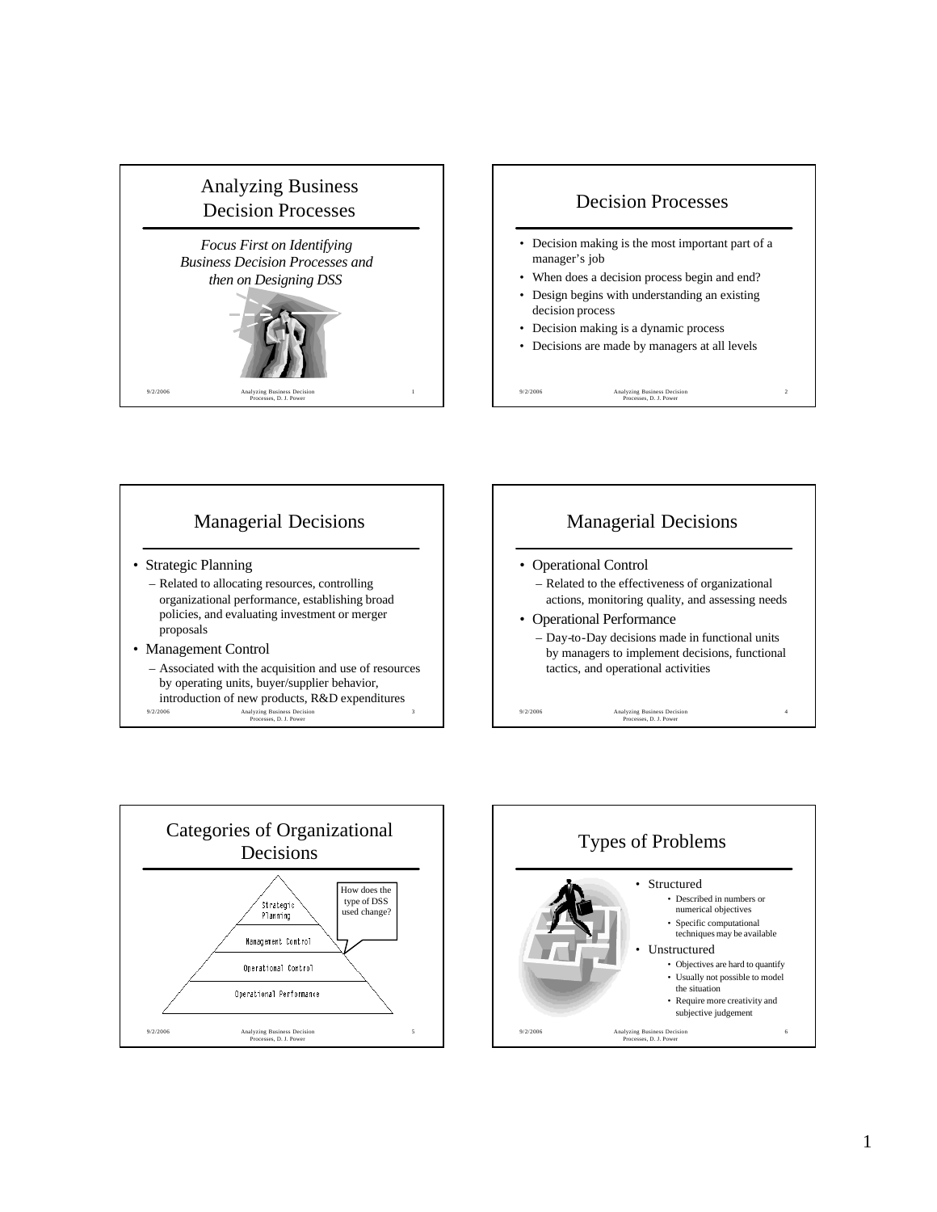## Analyzing Business Decision Processes

*Focus First on Identifying Business Decision Processes and then on Designing DSS*

## Decision Processes

- Decision making is the most important part of a manager's job
- When does a decision process begin and end?
- Design begins with understanding an existing decision process
- Decision making is a dynamic process
- Decisions are made by managers at all levels

## Managerial Decisions

- Strategic Planning
  - Related to allocating resources, controlling organizational performance, establishing broad policies, and evaluating investment or merger proposals
- Management Control
  - Associated with the acquisition and use of resources by operating units, buyer/supplier behavior, introduction of new products, R&D expenditures

## Managerial Decisions

- Operational Control
  - Related to the effectiveness of organizational actions, monitoring quality, and assessing needs
- Operational Performance
  - Day-to-Day decisions made in functional units by managers to implement decisions, functional tactics, and operational activities

## Categories of Organizational Decisions

- Strategic Planning
- Management Control
- Operational Control
- Operational Performance

How does the type of DSS used change?

## Types of Problems

- Structured
  - Described in numbers or numerical objectives
  - Specific computational techniques may be available
- Unstructured
  - Objectives are hard to quantify
  - Usually not possible to model the situation
  - Require more creativity and subjective judgement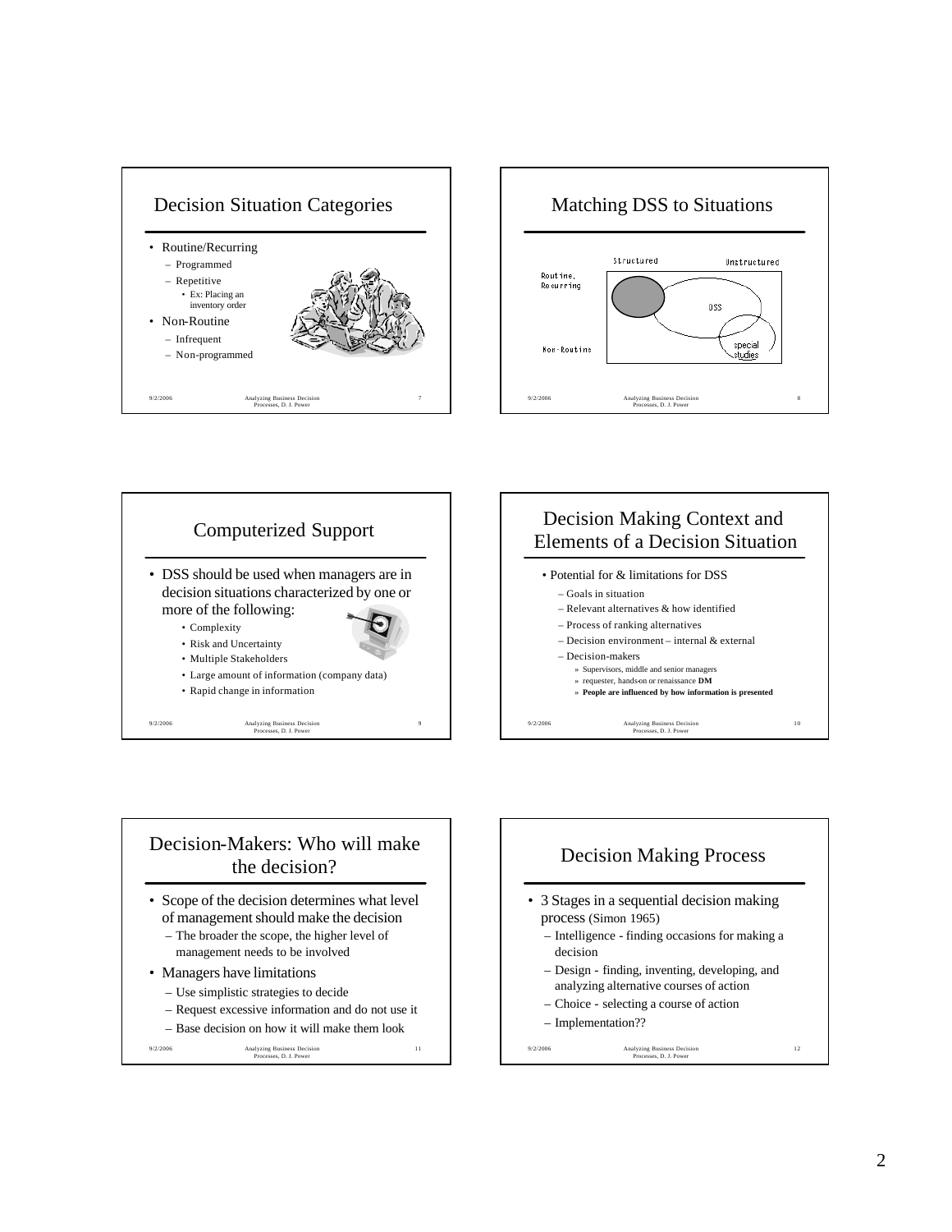## Decision Situation Categories

- Routine/Recurring
  - Programmed
  - Repetitive
    - Ex: Placing an inventory order
- Non-Routine
  - Infrequent
  - Non-programmed

## Matching DSS to Situations

Structured | Unstructured

Routine, Recurring

Non-Routine

DSS

special studies

## Computerized Support

- DSS should be used when managers are in decision situations characterized by one or more of the following:
  - Complexity
  - Risk and Uncertainty
  - Multiple Stakeholders
  - Large amount of information (company data)
  - Rapid change in information

## Decision Making Context and Elements of a Decision Situation

- Potential for & limitations for DSS
  - Goals in situation
  - Relevant alternatives & how identified
  - Process of ranking alternatives
  - Decision environment – internal & external
  - Decision-makers
    - Supervisors, middle and senior managers
    - requester, hands-on or renaissance **DM**
    - **People are influenced by how information is presented**

## Decision-Makers: Who will make the decision?

- Scope of the decision determines what level of management should make the decision
  - The broader the scope, the higher level of management needs to be involved
- Managers have limitations
  - Use simplistic strategies to decide
  - Request excessive information and do not use it
  - Base decision on how it will make them look

## Decision Making Process

- 3 Stages in a sequential decision making process (Simon 1965)
  - Intelligence - finding occasions for making a decision
  - Design - finding, inventing, developing, and analyzing alternative courses of action
  - Choice - selecting a course of action
  - Implementation??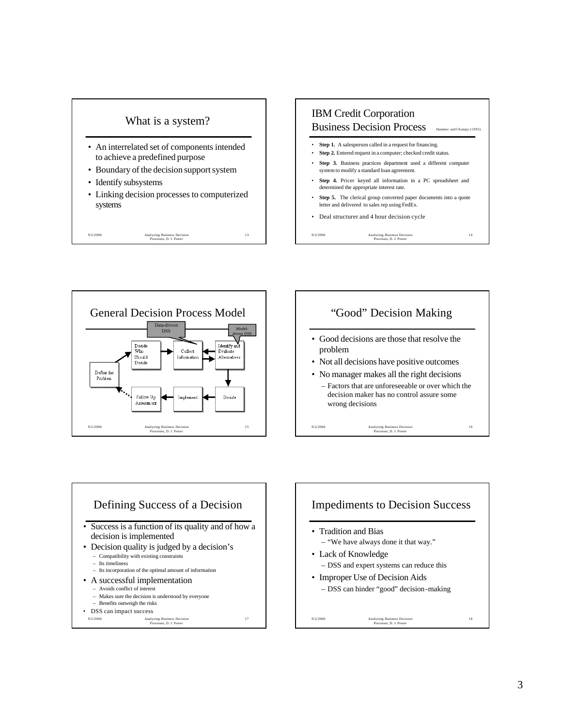## What is a system?

- An interrelated set of components intended to achieve a predefined purpose
- Boundary of the decision support system
- Identify subsystems
- Linking decision processes to computerized systems

## IBM Credit Corporation Business Decision Process

Hammer and Champy (1993)

- **Step 1.** A salesperson called in a request for financing.
- **Step 2.** Entered request in a computer; checked credit status.
- **Step 3.** Business practices department used a different computer system to modify a standard loan agreement.
- **Step 4.** Pricer keyed all information in a PC spreadsheet and determined the appropriate interest rate.
- **Step 5.** The clerical group converted paper documents into a quote letter and delivered to sales rep using FedEx.
- Deal structurer and 4 hour decision cycle

## General Decision Process Model

Data-driven DSS

Model-driven DSS

Define the Problem → Decide Who Should Decide → Collect Information ⇄ Identify and Evaluate Alternatives → Decide → Implement → Follow Up Assessment → Define the Problem

## "Good" Decision Making

- Good decisions are those that resolve the problem
- Not all decisions have positive outcomes
- No manager makes all the right decisions
  - Factors that are unforeseeable or over which the decision maker has no control assure some wrong decisions

## Defining Success of a Decision

- Success is a function of its quality and of how a decision is implemented
- Decision quality is judged by a decision's
  - Compatibility with existing constraints
  - Its timeliness
  - Its incorporation of the optimal amount of information
- A successful implementation
  - Avoids conflict of interest
  - Makes sure the decision is understood by everyone
  - Benefits outweigh the risks
- DSS can impact success

## Impediments to Decision Success

- Tradition and Bias
  - "We have always done it that way."
- Lack of Knowledge
  - DSS and expert systems can reduce this
- Improper Use of Decision Aids
  - DSS can hinder "good" decision-making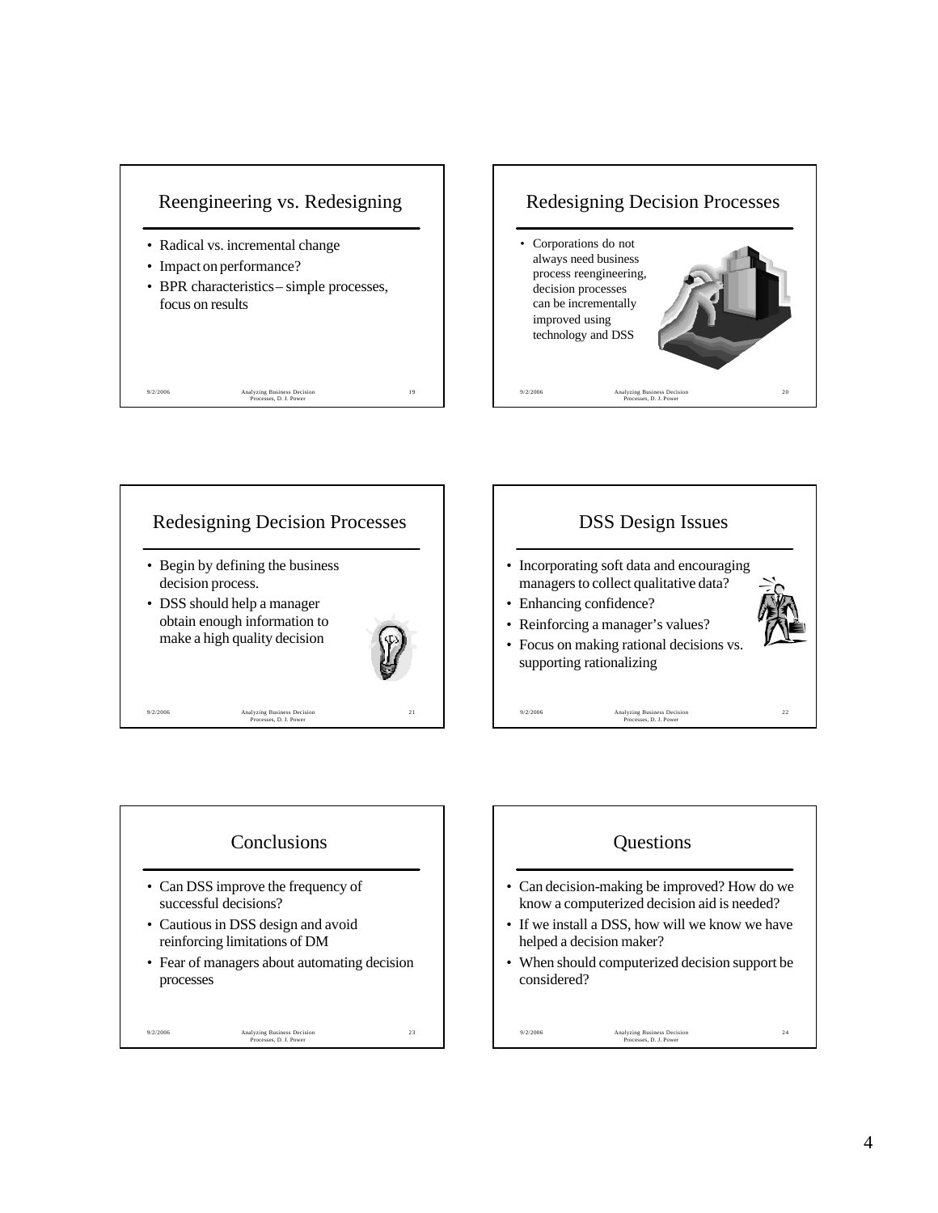## Reengineering vs. Redesigning

- Radical vs. incremental change
- Impact on performance?
- BPR characteristics – simple processes, focus on results

## Redesigning Decision Processes

- Corporations do not always need business process reengineering, decision processes can be incrementally improved using technology and DSS

## Redesigning Decision Processes

- Begin by defining the business decision process.
- DSS should help a manager obtain enough information to make a high quality decision

## DSS Design Issues

- Incorporating soft data and encouraging managers to collect qualitative data?
- Enhancing confidence?
- Reinforcing a manager's values?
- Focus on making rational decisions vs. supporting rationalizing

## Conclusions

- Can DSS improve the frequency of successful decisions?
- Cautious in DSS design and avoid reinforcing limitations of DM
- Fear of managers about automating decision processes

## Questions

- Can decision-making be improved? How do we know a computerized decision aid is needed?
- If we install a DSS, how will we know we have helped a decision maker?
- When should computerized decision support be considered?